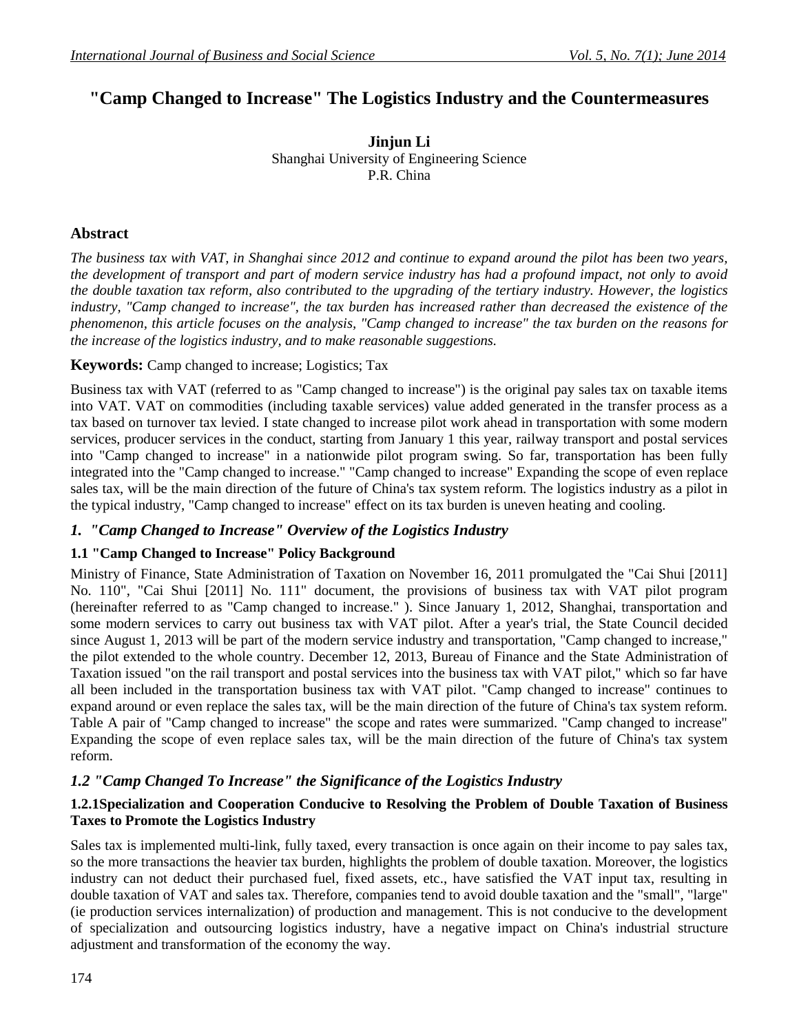# "Camp Changed to Increase" The Logistics Industry and the Countermeasures

**Jinjun Li**
Shanghai University of Engineering Science
P.R. China

## Abstract

*The business tax with VAT, in Shanghai since 2012 and continue to expand around the pilot has been two years, the development of transport and part of modern service industry has had a profound impact, not only to avoid the double taxation tax reform, also contributed to the upgrading of the tertiary industry. However, the logistics industry, "Camp changed to increase", the tax burden has increased rather than decreased the existence of the phenomenon, this article focuses on the analysis, "Camp changed to increase" the tax burden on the reasons for the increase of the logistics industry, and to make reasonable suggestions.*

**Keywords:** Camp changed to increase; Logistics; Tax

Business tax with VAT (referred to as "Camp changed to increase") is the original pay sales tax on taxable items into VAT. VAT on commodities (including taxable services) value added generated in the transfer process as a tax based on turnover tax levied. I state changed to increase pilot work ahead in transportation with some modern services, producer services in the conduct, starting from January 1 this year, railway transport and postal services into "Camp changed to increase" in a nationwide pilot program swing. So far, transportation has been fully integrated into the "Camp changed to increase." "Camp changed to increase" Expanding the scope of even replace sales tax, will be the main direction of the future of China's tax system reform. The logistics industry as a pilot in the typical industry, "Camp changed to increase" effect on its tax burden is uneven heating and cooling.

## *1. "Camp Changed to Increase" Overview of the Logistics Industry*

### 1.1 "Camp Changed to Increase" Policy Background

Ministry of Finance, State Administration of Taxation on November 16, 2011 promulgated the "Cai Shui [2011] No. 110", "Cai Shui [2011] No. 111" document, the provisions of business tax with VAT pilot program (hereinafter referred to as "Camp changed to increase." ). Since January 1, 2012, Shanghai, transportation and some modern services to carry out business tax with VAT pilot. After a year's trial, the State Council decided since August 1, 2013 will be part of the modern service industry and transportation, "Camp changed to increase," the pilot extended to the whole country. December 12, 2013, Bureau of Finance and the State Administration of Taxation issued "on the rail transport and postal services into the business tax with VAT pilot," which so far have all been included in the transportation business tax with VAT pilot. "Camp changed to increase" continues to expand around or even replace the sales tax, will be the main direction of the future of China's tax system reform. Table A pair of "Camp changed to increase" the scope and rates were summarized. "Camp changed to increase" Expanding the scope of even replace sales tax, will be the main direction of the future of China's tax system reform.

## *1.2 "Camp Changed To Increase" the Significance of the Logistics Industry*

### 1.2.1Specialization and Cooperation Conducive to Resolving the Problem of Double Taxation of Business Taxes to Promote the Logistics Industry

Sales tax is implemented multi-link, fully taxed, every transaction is once again on their income to pay sales tax, so the more transactions the heavier tax burden, highlights the problem of double taxation. Moreover, the logistics industry can not deduct their purchased fuel, fixed assets, etc., have satisfied the VAT input tax, resulting in double taxation of VAT and sales tax. Therefore, companies tend to avoid double taxation and the "small", "large" (ie production services internalization) of production and management. This is not conducive to the development of specialization and outsourcing logistics industry, have a negative impact on China's industrial structure adjustment and transformation of the economy the way.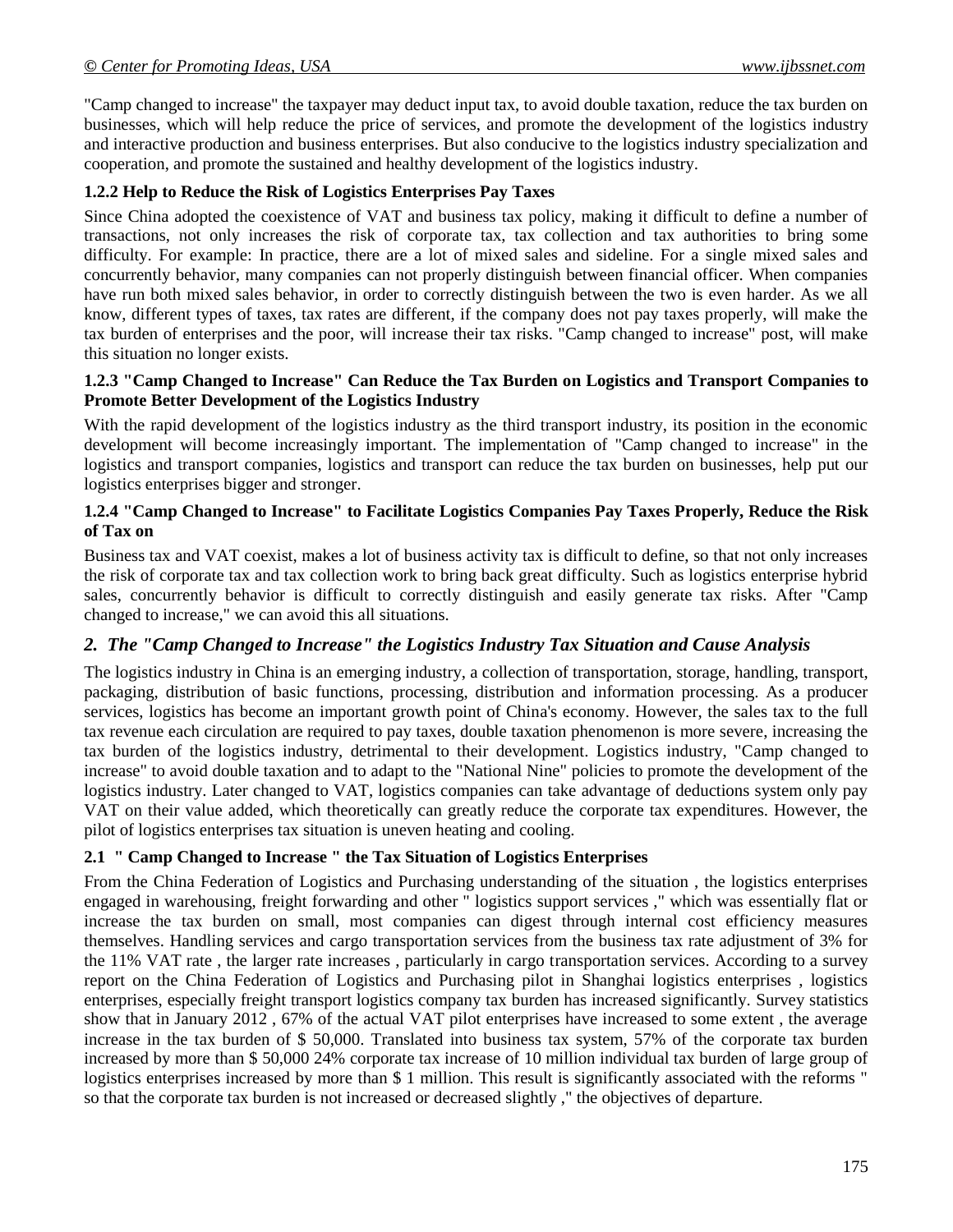"Camp changed to increase" the taxpayer may deduct input tax, to avoid double taxation, reduce the tax burden on businesses, which will help reduce the price of services, and promote the development of the logistics industry and interactive production and business enterprises. But also conducive to the logistics industry specialization and cooperation, and promote the sustained and healthy development of the logistics industry.

### 1.2.2 Help to Reduce the Risk of Logistics Enterprises Pay Taxes

Since China adopted the coexistence of VAT and business tax policy, making it difficult to define a number of transactions, not only increases the risk of corporate tax, tax collection and tax authorities to bring some difficulty. For example: In practice, there are a lot of mixed sales and sideline. For a single mixed sales and concurrently behavior, many companies can not properly distinguish between financial officer. When companies have run both mixed sales behavior, in order to correctly distinguish between the two is even harder. As we all know, different types of taxes, tax rates are different, if the company does not pay taxes properly, will make the tax burden of enterprises and the poor, will increase their tax risks. "Camp changed to increase" post, will make this situation no longer exists.

### 1.2.3 "Camp Changed to Increase" Can Reduce the Tax Burden on Logistics and Transport Companies to Promote Better Development of the Logistics Industry

With the rapid development of the logistics industry as the third transport industry, its position in the economic development will become increasingly important. The implementation of "Camp changed to increase" in the logistics and transport companies, logistics and transport can reduce the tax burden on businesses, help put our logistics enterprises bigger and stronger.

### 1.2.4 "Camp Changed to Increase" to Facilitate Logistics Companies Pay Taxes Properly, Reduce the Risk of Tax on

Business tax and VAT coexist, makes a lot of business activity tax is difficult to define, so that not only increases the risk of corporate tax and tax collection work to bring back great difficulty. Such as logistics enterprise hybrid sales, concurrently behavior is difficult to correctly distinguish and easily generate tax risks. After "Camp changed to increase," we can avoid this all situations.

## *2. The "Camp Changed to Increase" the Logistics Industry Tax Situation and Cause Analysis*

The logistics industry in China is an emerging industry, a collection of transportation, storage, handling, transport, packaging, distribution of basic functions, processing, distribution and information processing. As a producer services, logistics has become an important growth point of China's economy. However, the sales tax to the full tax revenue each circulation are required to pay taxes, double taxation phenomenon is more severe, increasing the tax burden of the logistics industry, detrimental to their development. Logistics industry, "Camp changed to increase" to avoid double taxation and to adapt to the "National Nine" policies to promote the development of the logistics industry. Later changed to VAT, logistics companies can take advantage of deductions system only pay VAT on their value added, which theoretically can greatly reduce the corporate tax expenditures. However, the pilot of logistics enterprises tax situation is uneven heating and cooling.

### 2.1 " Camp Changed to Increase " the Tax Situation of Logistics Enterprises

From the China Federation of Logistics and Purchasing understanding of the situation , the logistics enterprises engaged in warehousing, freight forwarding and other " logistics support services ," which was essentially flat or increase the tax burden on small, most companies can digest through internal cost efficiency measures themselves. Handling services and cargo transportation services from the business tax rate adjustment of 3% for the 11% VAT rate , the larger rate increases , particularly in cargo transportation services. According to a survey report on the China Federation of Logistics and Purchasing pilot in Shanghai logistics enterprises , logistics enterprises, especially freight transport logistics company tax burden has increased significantly. Survey statistics show that in January 2012 , 67% of the actual VAT pilot enterprises have increased to some extent , the average increase in the tax burden of \$ 50,000. Translated into business tax system, 57% of the corporate tax burden increased by more than \$ 50,000 24% corporate tax increase of 10 million individual tax burden of large group of logistics enterprises increased by more than \$ 1 million. This result is significantly associated with the reforms " so that the corporate tax burden is not increased or decreased slightly ," the objectives of departure.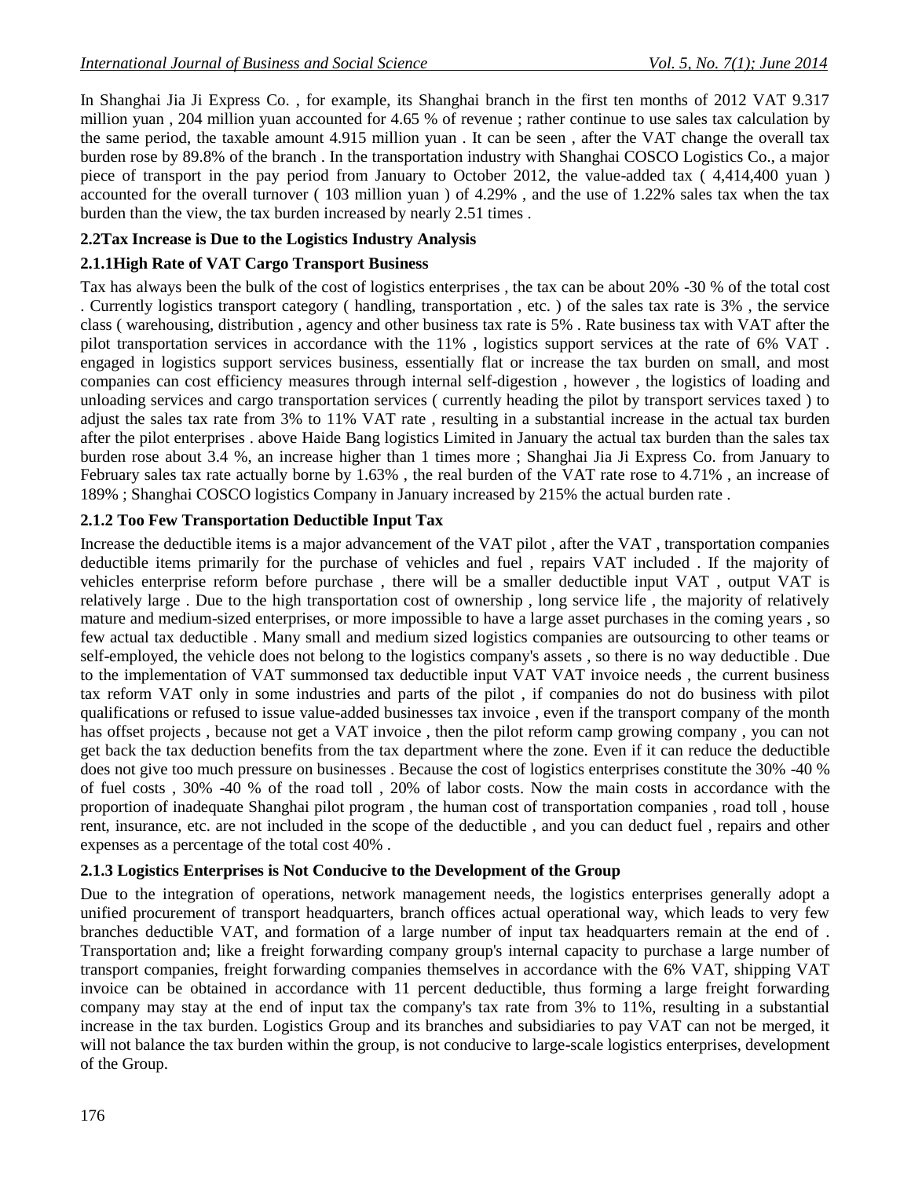In Shanghai Jia Ji Express Co. , for example, its Shanghai branch in the first ten months of 2012 VAT 9.317 million yuan , 204 million yuan accounted for 4.65 % of revenue ; rather continue to use sales tax calculation by the same period, the taxable amount 4.915 million yuan . It can be seen , after the VAT change the overall tax burden rose by 89.8% of the branch . In the transportation industry with Shanghai COSCO Logistics Co., a major piece of transport in the pay period from January to October 2012, the value-added tax ( 4,414,400 yuan ) accounted for the overall turnover ( 103 million yuan ) of 4.29% , and the use of 1.22% sales tax when the tax burden than the view, the tax burden increased by nearly 2.51 times .

### 2.2Tax Increase is Due to the Logistics Industry Analysis

#### 2.1.1High Rate of VAT Cargo Transport Business

Tax has always been the bulk of the cost of logistics enterprises , the tax can be about 20% -30 % of the total cost . Currently logistics transport category ( handling, transportation , etc. ) of the sales tax rate is 3% , the service class ( warehousing, distribution , agency and other business tax rate is 5% . Rate business tax with VAT after the pilot transportation services in accordance with the 11% , logistics support services at the rate of 6% VAT . engaged in logistics support services business, essentially flat or increase the tax burden on small, and most companies can cost efficiency measures through internal self-digestion , however , the logistics of loading and unloading services and cargo transportation services ( currently heading the pilot by transport services taxed ) to adjust the sales tax rate from 3% to 11% VAT rate , resulting in a substantial increase in the actual tax burden after the pilot enterprises . above Haide Bang logistics Limited in January the actual tax burden than the sales tax burden rose about 3.4 %, an increase higher than 1 times more ; Shanghai Jia Ji Express Co. from January to February sales tax rate actually borne by 1.63% , the real burden of the VAT rate rose to 4.71% , an increase of 189% ; Shanghai COSCO logistics Company in January increased by 215% the actual burden rate .

#### 2.1.2 Too Few Transportation Deductible Input Tax

Increase the deductible items is a major advancement of the VAT pilot , after the VAT , transportation companies deductible items primarily for the purchase of vehicles and fuel , repairs VAT included . If the majority of vehicles enterprise reform before purchase , there will be a smaller deductible input VAT , output VAT is relatively large . Due to the high transportation cost of ownership , long service life , the majority of relatively mature and medium-sized enterprises, or more impossible to have a large asset purchases in the coming years , so few actual tax deductible . Many small and medium sized logistics companies are outsourcing to other teams or self-employed, the vehicle does not belong to the logistics company's assets , so there is no way deductible . Due to the implementation of VAT summonsed tax deductible input VAT VAT invoice needs , the current business tax reform VAT only in some industries and parts of the pilot , if companies do not do business with pilot qualifications or refused to issue value-added businesses tax invoice , even if the transport company of the month has offset projects , because not get a VAT invoice , then the pilot reform camp growing company , you can not get back the tax deduction benefits from the tax department where the zone. Even if it can reduce the deductible does not give too much pressure on businesses . Because the cost of logistics enterprises constitute the 30% -40 % of fuel costs , 30% -40 % of the road toll , 20% of labor costs. Now the main costs in accordance with the proportion of inadequate Shanghai pilot program , the human cost of transportation companies , road toll , house rent, insurance, etc. are not included in the scope of the deductible , and you can deduct fuel , repairs and other expenses as a percentage of the total cost 40% .

#### 2.1.3 Logistics Enterprises is Not Conducive to the Development of the Group

Due to the integration of operations, network management needs, the logistics enterprises generally adopt a unified procurement of transport headquarters, branch offices actual operational way, which leads to very few branches deductible VAT, and formation of a large number of input tax headquarters remain at the end of . Transportation and; like a freight forwarding company group's internal capacity to purchase a large number of transport companies, freight forwarding companies themselves in accordance with the 6% VAT, shipping VAT invoice can be obtained in accordance with 11 percent deductible, thus forming a large freight forwarding company may stay at the end of input tax the company's tax rate from 3% to 11%, resulting in a substantial increase in the tax burden. Logistics Group and its branches and subsidiaries to pay VAT can not be merged, it will not balance the tax burden within the group, is not conducive to large-scale logistics enterprises, development of the Group.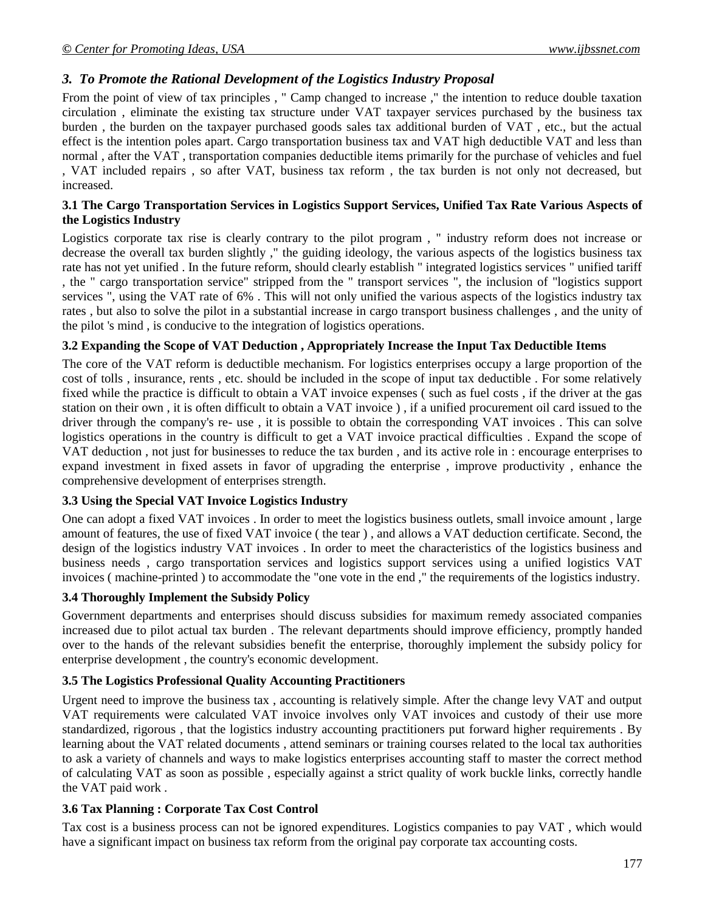## *3. To Promote the Rational Development of the Logistics Industry Proposal*

From the point of view of tax principles , " Camp changed to increase ," the intention to reduce double taxation circulation , eliminate the existing tax structure under VAT taxpayer services purchased by the business tax burden , the burden on the taxpayer purchased goods sales tax additional burden of VAT , etc., but the actual effect is the intention poles apart. Cargo transportation business tax and VAT high deductible VAT and less than normal , after the VAT , transportation companies deductible items primarily for the purchase of vehicles and fuel , VAT included repairs , so after VAT, business tax reform , the tax burden is not only not decreased, but increased.

### 3.1 The Cargo Transportation Services in Logistics Support Services, Unified Tax Rate Various Aspects of the Logistics Industry

Logistics corporate tax rise is clearly contrary to the pilot program , " industry reform does not increase or decrease the overall tax burden slightly ," the guiding ideology, the various aspects of the logistics business tax rate has not yet unified . In the future reform, should clearly establish " integrated logistics services " unified tariff , the " cargo transportation service" stripped from the " transport services ", the inclusion of "logistics support services ", using the VAT rate of 6% . This will not only unified the various aspects of the logistics industry tax rates , but also to solve the pilot in a substantial increase in cargo transport business challenges , and the unity of the pilot 's mind , is conducive to the integration of logistics operations.

### 3.2 Expanding the Scope of VAT Deduction , Appropriately Increase the Input Tax Deductible Items

The core of the VAT reform is deductible mechanism. For logistics enterprises occupy a large proportion of the cost of tolls , insurance, rents , etc. should be included in the scope of input tax deductible . For some relatively fixed while the practice is difficult to obtain a VAT invoice expenses ( such as fuel costs , if the driver at the gas station on their own , it is often difficult to obtain a VAT invoice ) , if a unified procurement oil card issued to the driver through the company's re- use , it is possible to obtain the corresponding VAT invoices . This can solve logistics operations in the country is difficult to get a VAT invoice practical difficulties . Expand the scope of VAT deduction , not just for businesses to reduce the tax burden , and its active role in : encourage enterprises to expand investment in fixed assets in favor of upgrading the enterprise , improve productivity , enhance the comprehensive development of enterprises strength.

### 3.3 Using the Special VAT Invoice Logistics Industry

One can adopt a fixed VAT invoices . In order to meet the logistics business outlets, small invoice amount , large amount of features, the use of fixed VAT invoice ( the tear ) , and allows a VAT deduction certificate. Second, the design of the logistics industry VAT invoices . In order to meet the characteristics of the logistics business and business needs , cargo transportation services and logistics support services using a unified logistics VAT invoices ( machine-printed ) to accommodate the "one vote in the end ," the requirements of the logistics industry.

### 3.4 Thoroughly Implement the Subsidy Policy

Government departments and enterprises should discuss subsidies for maximum remedy associated companies increased due to pilot actual tax burden . The relevant departments should improve efficiency, promptly handed over to the hands of the relevant subsidies benefit the enterprise, thoroughly implement the subsidy policy for enterprise development , the country's economic development.

### 3.5 The Logistics Professional Quality Accounting Practitioners

Urgent need to improve the business tax , accounting is relatively simple. After the change levy VAT and output VAT requirements were calculated VAT invoice involves only VAT invoices and custody of their use more standardized, rigorous , that the logistics industry accounting practitioners put forward higher requirements . By learning about the VAT related documents , attend seminars or training courses related to the local tax authorities to ask a variety of channels and ways to make logistics enterprises accounting staff to master the correct method of calculating VAT as soon as possible , especially against a strict quality of work buckle links, correctly handle the VAT paid work .

### 3.6 Tax Planning : Corporate Tax Cost Control

Tax cost is a business process can not be ignored expenditures. Logistics companies to pay VAT , which would have a significant impact on business tax reform from the original pay corporate tax accounting costs.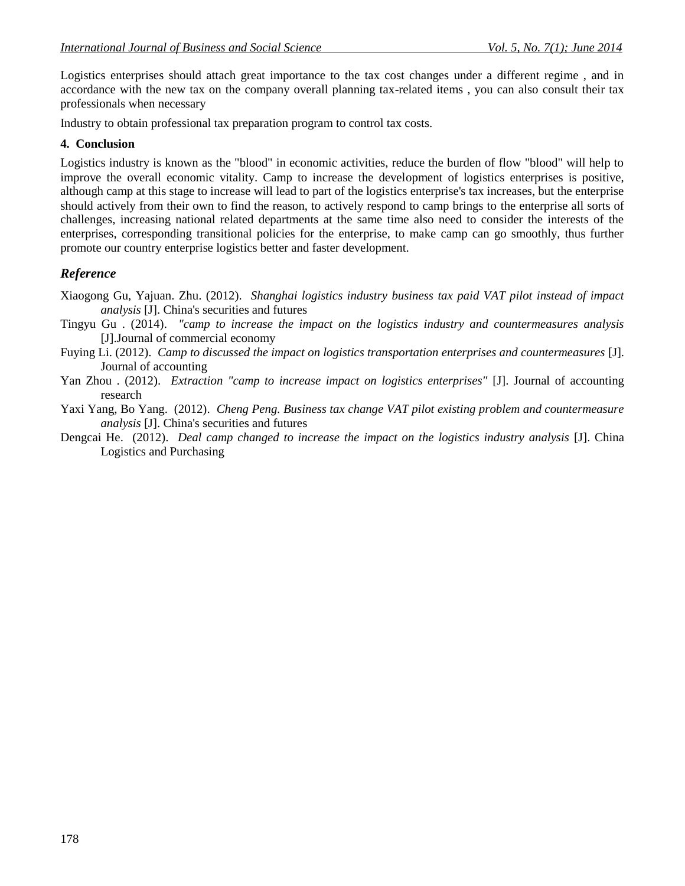Logistics enterprises should attach great importance to the tax cost changes under a different regime , and in accordance with the new tax on the company overall planning tax-related items , you can also consult their tax professionals when necessary

Industry to obtain professional tax preparation program to control tax costs.

## 4. Conclusion

Logistics industry is known as the "blood" in economic activities, reduce the burden of flow "blood" will help to improve the overall economic vitality. Camp to increase the development of logistics enterprises is positive, although camp at this stage to increase will lead to part of the logistics enterprise's tax increases, but the enterprise should actively from their own to find the reason, to actively respond to camp brings to the enterprise all sorts of challenges, increasing national related departments at the same time also need to consider the interests of the enterprises, corresponding transitional policies for the enterprise, to make camp can go smoothly, thus further promote our country enterprise logistics better and faster development.

## *Reference*

Xiaogong Gu, Yajuan. Zhu. (2012). *Shanghai logistics industry business tax paid VAT pilot instead of impact analysis* [J]. China's securities and futures

Tingyu Gu . (2014). *"camp to increase the impact on the logistics industry and countermeasures analysis* [J].Journal of commercial economy

Fuying Li. (2012). *Camp to discussed the impact on logistics transportation enterprises and countermeasures* [J]. Journal of accounting

Yan Zhou . (2012). *Extraction "camp to increase impact on logistics enterprises"* [J]. Journal of accounting research

Yaxi Yang, Bo Yang. (2012). *Cheng Peng. Business tax change VAT pilot existing problem and countermeasure analysis* [J]. China's securities and futures

Dengcai He. (2012). *Deal camp changed to increase the impact on the logistics industry analysis* [J]. China Logistics and Purchasing